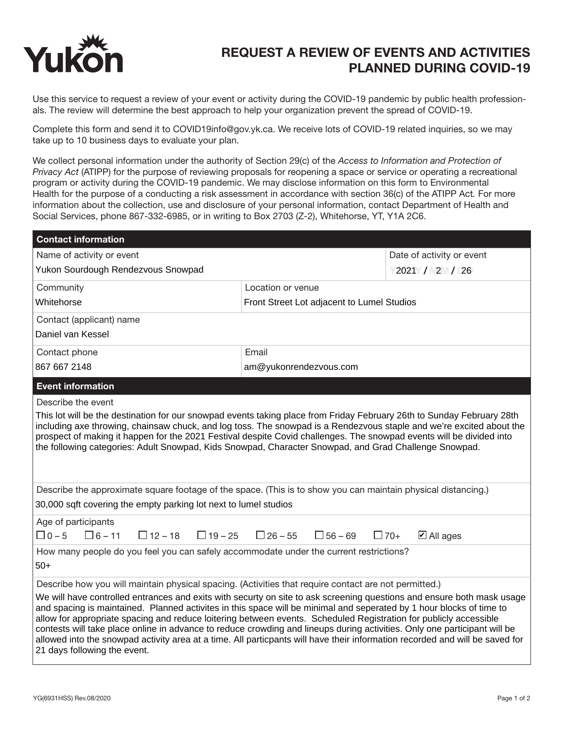Yukon

# REQUEST A REVIEW OF EVENTS AND ACTIVITIES PLANNED DURING COVID-19

Use this service to request a review of your event or activity during the COVID-19 pandemic by public health professionals. The review will determine the best approach to help your organization prevent the spread of COVID-19.

Complete this form and send it to COVID19info@gov.yk.ca. We receive lots of COVID-19 related inquiries, so we may take up to 10 business days to evaluate your plan.

We collect personal information under the authority of Section 29(c) of the *Access to Information and Protection of Privacy Act* (ATIPP) for the purpose of reviewing proposals for reopening a space or service or operating a recreational program or activity during the COVID-19 pandemic. We may disclose information on this form to Environmental Health for the purpose of a conducting a risk assessment in accordance with section 36(c) of the ATIPP Act. For more information about the collection, use and disclosure of your personal information, contact Department of Health and Social Services, phone 867-332-6985, or in writing to Box 2703 (Z-2), Whitehorse, YT, Y1A 2C6.

## Contact information

| Field | Value |
|---|---|
| Name of activity or event | Yukon Sourdough Rendezvous Snowpad |
| Date of activity or event | 2021 / 2 / 26 |
| Community | Whitehorse |
| Location or venue | Front Street Lot adjacent to Lumel Studios |
| Contact (applicant) name | Daniel van Kessel |
| Contact phone | 867 667 2148 |
| Email | am@yukonrendezvous.com |

## Event information

**Describe the event**

This lot will be the destination for our snowpad events taking place from Friday February 26th to Sunday February 28th including axe throwing, chainsaw chuck, and log toss. The snowpad is a Rendezvous staple and we're excited about the prospect of making it happen for the 2021 Festival despite Covid challenges. The snowpad events will be divided into the following categories: Adult Snowpad, Kids Snowpad, Character Snowpad, and Grad Challenge Snowpad.

**Describe the approximate square footage of the space. (This is to show you can maintain physical distancing.)**

30,000 sqft covering the empty parking lot next to lumel studios

**Age of participants**

☐ 0 – 5 ☐ 6 – 11 ☐ 12 – 18 ☐ 19 – 25 ☐ 26 – 55 ☐ 56 – 69 ☐ 70+ ☑ All ages

**How many people do you feel you can safely accommodate under the current restrictions?**

50+

**Describe how you will maintain physical spacing. (Activities that require contact are not permitted.)**

We will have controlled entrances and exits with securty on site to ask screening questions and ensure both mask usage and spacing is maintained. Planned activites in this space will be minimal and seperated by 1 hour blocks of time to allow for appropriate spacing and reduce loitering between events. Scheduled Registration for publicly accessible contests will take place online in advance to reduce crowding and lineups during activities. Only one participant will be allowed into the snowpad activity area at a time. All particpants will have their information recorded and will be saved for 21 days following the event.

YG(6931HSS) Rev.08/2020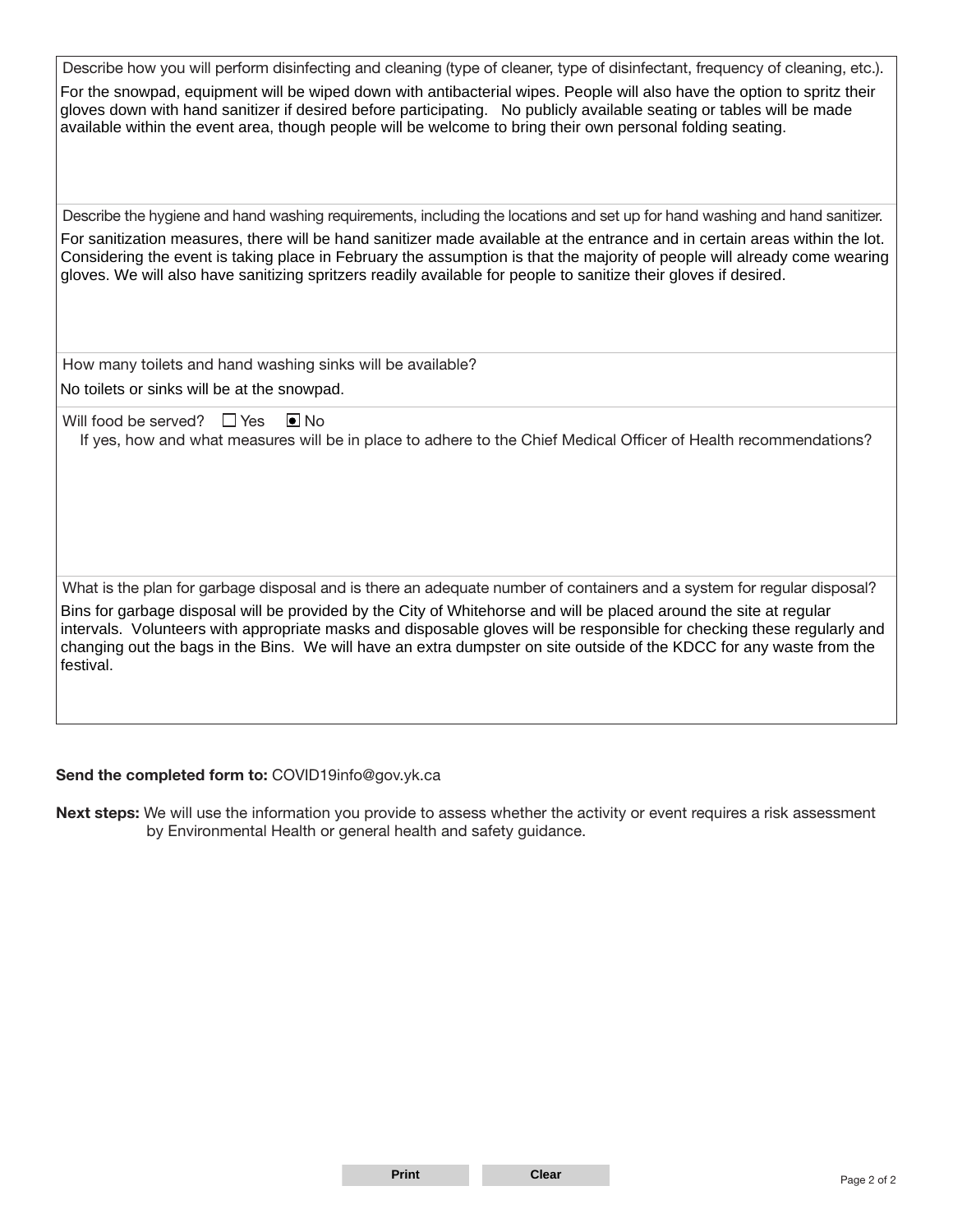Describe how you will perform disinfecting and cleaning (type of cleaner, type of disinfectant, frequency of cleaning, etc.).

For the snowpad, equipment will be wiped down with antibacterial wipes. People will also have the option to spritz their gloves down with hand sanitizer if desired before participating. No publicly available seating or tables will be made available within the event area, though people will be welcome to bring their own personal folding seating.

Describe the hygiene and hand washing requirements, including the locations and set up for hand washing and hand sanitizer.

For sanitization measures, there will be hand sanitizer made available at the entrance and in certain areas within the lot. Considering the event is taking place in February the assumption is that the majority of people will already come wearing gloves. We will also have sanitizing spritzers readily available for people to sanitize their gloves if desired.

How many toilets and hand washing sinks will be available?

No toilets or sinks will be at the snowpad.

Will food be served? ☐ Yes ☒ No

If yes, how and what measures will be in place to adhere to the Chief Medical Officer of Health recommendations?

What is the plan for garbage disposal and is there an adequate number of containers and a system for regular disposal?

Bins for garbage disposal will be provided by the City of Whitehorse and will be placed around the site at regular intervals. Volunteers with appropriate masks and disposable gloves will be responsible for checking these regularly and changing out the bags in the Bins. We will have an extra dumpster on site outside of the KDCC for any waste from the festival.

**Send the completed form to:** COVID19info@gov.yk.ca

**Next steps:** We will use the information you provide to assess whether the activity or event requires a risk assessment by Environmental Health or general health and safety guidance.